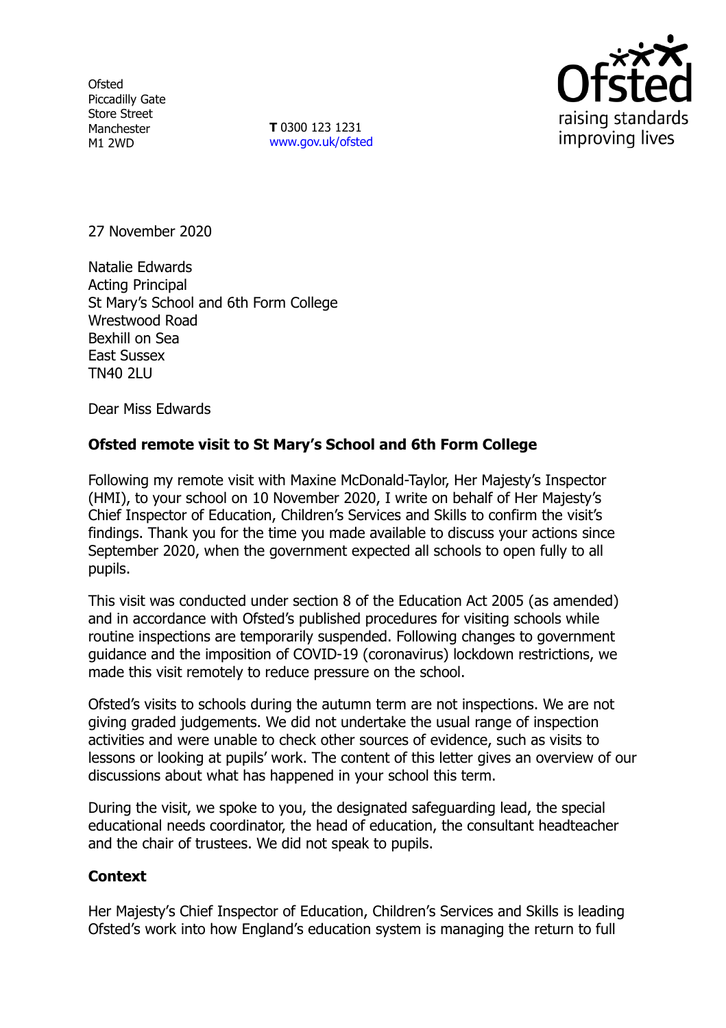Ofsted
Piccadilly Gate
Store Street
Manchester
M1 2WD

**T** 0300 123 1231
www.gov.uk/ofsted

Ofsted
raising standards
improving lives

27 November 2020

Natalie Edwards
Acting Principal
St Mary's School and 6th Form College
Wrestwood Road
Bexhill on Sea
East Sussex
TN40 2LU

Dear Miss Edwards

**Ofsted remote visit to St Mary's School and 6th Form College**

Following my remote visit with Maxine McDonald-Taylor, Her Majesty's Inspector (HMI), to your school on 10 November 2020, I write on behalf of Her Majesty's Chief Inspector of Education, Children's Services and Skills to confirm the visit's findings. Thank you for the time you made available to discuss your actions since September 2020, when the government expected all schools to open fully to all pupils.

This visit was conducted under section 8 of the Education Act 2005 (as amended) and in accordance with Ofsted's published procedures for visiting schools while routine inspections are temporarily suspended. Following changes to government guidance and the imposition of COVID-19 (coronavirus) lockdown restrictions, we made this visit remotely to reduce pressure on the school.

Ofsted's visits to schools during the autumn term are not inspections. We are not giving graded judgements. We did not undertake the usual range of inspection activities and were unable to check other sources of evidence, such as visits to lessons or looking at pupils' work. The content of this letter gives an overview of our discussions about what has happened in your school this term.

During the visit, we spoke to you, the designated safeguarding lead, the special educational needs coordinator, the head of education, the consultant headteacher and the chair of trustees. We did not speak to pupils.

**Context**

Her Majesty's Chief Inspector of Education, Children's Services and Skills is leading Ofsted's work into how England's education system is managing the return to full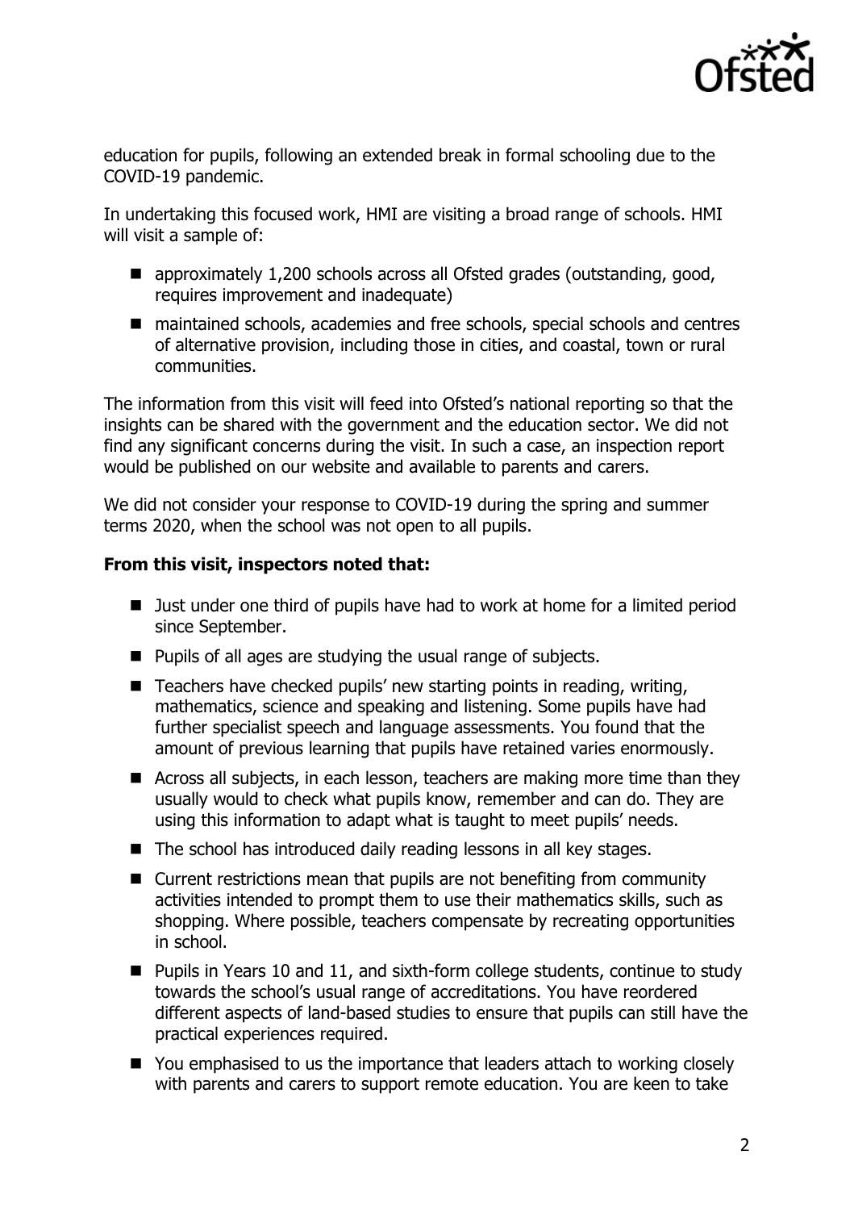education for pupils, following an extended break in formal schooling due to the COVID-19 pandemic.

In undertaking this focused work, HMI are visiting a broad range of schools. HMI will visit a sample of:

- approximately 1,200 schools across all Ofsted grades (outstanding, good, requires improvement and inadequate)
- maintained schools, academies and free schools, special schools and centres of alternative provision, including those in cities, and coastal, town or rural communities.

The information from this visit will feed into Ofsted's national reporting so that the insights can be shared with the government and the education sector. We did not find any significant concerns during the visit. In such a case, an inspection report would be published on our website and available to parents and carers.

We did not consider your response to COVID-19 during the spring and summer terms 2020, when the school was not open to all pupils.

**From this visit, inspectors noted that:**

- Just under one third of pupils have had to work at home for a limited period since September.
- Pupils of all ages are studying the usual range of subjects.
- Teachers have checked pupils' new starting points in reading, writing, mathematics, science and speaking and listening. Some pupils have had further specialist speech and language assessments. You found that the amount of previous learning that pupils have retained varies enormously.
- Across all subjects, in each lesson, teachers are making more time than they usually would to check what pupils know, remember and can do. They are using this information to adapt what is taught to meet pupils' needs.
- The school has introduced daily reading lessons in all key stages.
- Current restrictions mean that pupils are not benefiting from community activities intended to prompt them to use their mathematics skills, such as shopping. Where possible, teachers compensate by recreating opportunities in school.
- Pupils in Years 10 and 11, and sixth-form college students, continue to study towards the school's usual range of accreditations. You have reordered different aspects of land-based studies to ensure that pupils can still have the practical experiences required.
- You emphasised to us the importance that leaders attach to working closely with parents and carers to support remote education. You are keen to take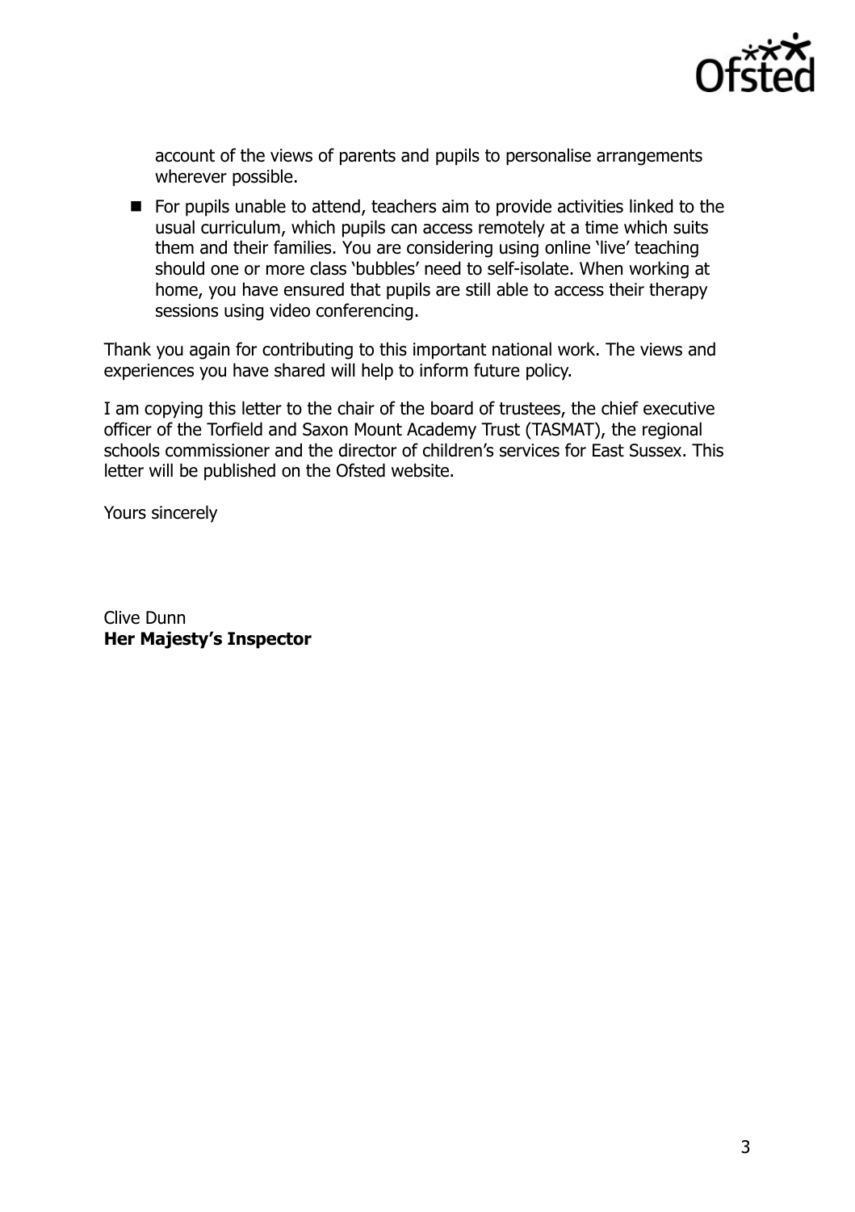account of the views of parents and pupils to personalise arrangements wherever possible.

- For pupils unable to attend, teachers aim to provide activities linked to the usual curriculum, which pupils can access remotely at a time which suits them and their families. You are considering using online 'live' teaching should one or more class 'bubbles' need to self-isolate. When working at home, you have ensured that pupils are still able to access their therapy sessions using video conferencing.

Thank you again for contributing to this important national work. The views and experiences you have shared will help to inform future policy.

I am copying this letter to the chair of the board of trustees, the chief executive officer of the Torfield and Saxon Mount Academy Trust (TASMAT), the regional schools commissioner and the director of children's services for East Sussex. This letter will be published on the Ofsted website.

Yours sincerely

Clive Dunn
**Her Majesty's Inspector**